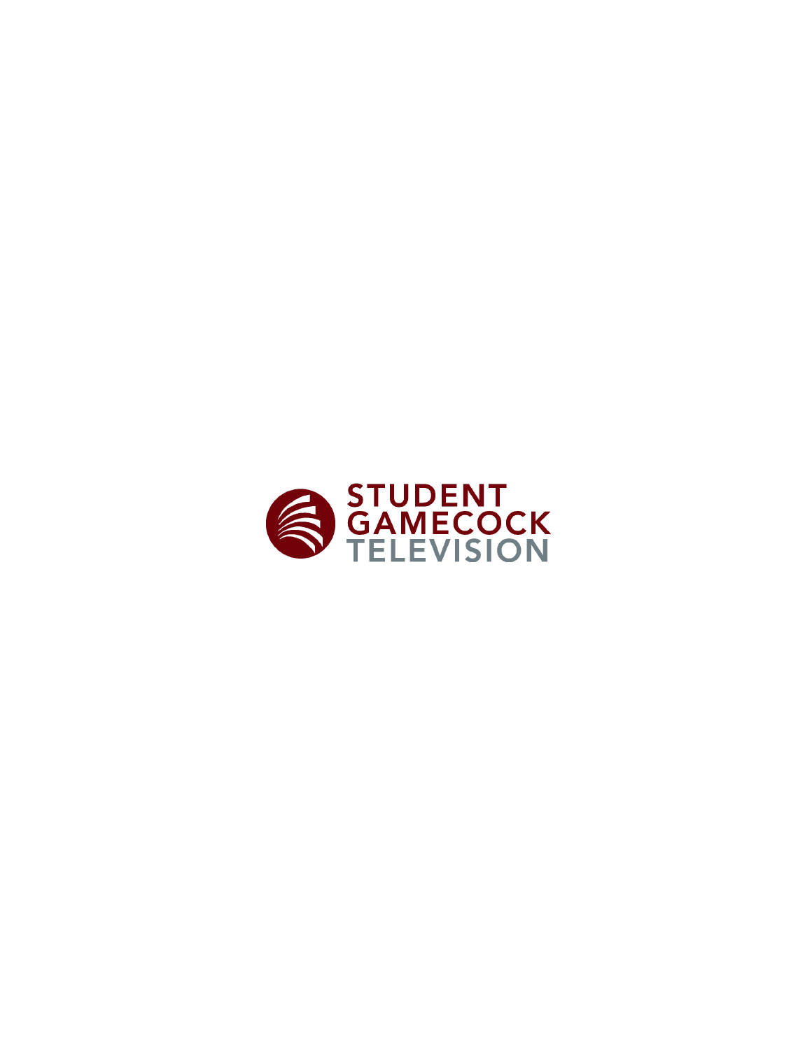STUDENT
GAMECOCK
TELEVISION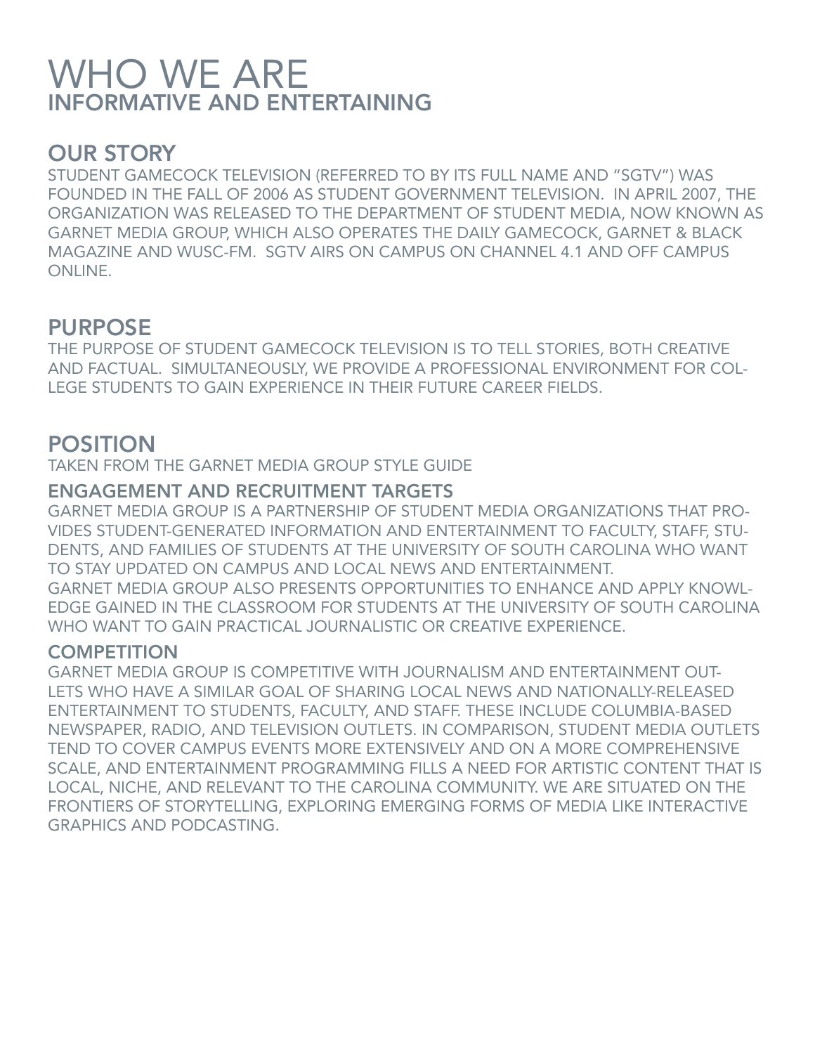# WHO WE ARE
## INFORMATIVE AND ENTERTAINING

## OUR STORY

STUDENT GAMECOCK TELEVISION (REFERRED TO BY ITS FULL NAME AND "SGTV") WAS FOUNDED IN THE FALL OF 2006 AS STUDENT GOVERNMENT TELEVISION. IN APRIL 2007, THE ORGANIZATION WAS RELEASED TO THE DEPARTMENT OF STUDENT MEDIA, NOW KNOWN AS GARNET MEDIA GROUP, WHICH ALSO OPERATES THE DAILY GAMECOCK, GARNET & BLACK MAGAZINE AND WUSC-FM. SGTV AIRS ON CAMPUS ON CHANNEL 4.1 AND OFF CAMPUS ONLINE.

## PURPOSE

THE PURPOSE OF STUDENT GAMECOCK TELEVISION IS TO TELL STORIES, BOTH CREATIVE AND FACTUAL. SIMULTANEOUSLY, WE PROVIDE A PROFESSIONAL ENVIRONMENT FOR COLLEGE STUDENTS TO GAIN EXPERIENCE IN THEIR FUTURE CAREER FIELDS.

## POSITION

TAKEN FROM THE GARNET MEDIA GROUP STYLE GUIDE

### ENGAGEMENT AND RECRUITMENT TARGETS

GARNET MEDIA GROUP IS A PARTNERSHIP OF STUDENT MEDIA ORGANIZATIONS THAT PROVIDES STUDENT-GENERATED INFORMATION AND ENTERTAINMENT TO FACULTY, STAFF, STUDENTS, AND FAMILIES OF STUDENTS AT THE UNIVERSITY OF SOUTH CAROLINA WHO WANT TO STAY UPDATED ON CAMPUS AND LOCAL NEWS AND ENTERTAINMENT.

GARNET MEDIA GROUP ALSO PRESENTS OPPORTUNITIES TO ENHANCE AND APPLY KNOWLEDGE GAINED IN THE CLASSROOM FOR STUDENTS AT THE UNIVERSITY OF SOUTH CAROLINA WHO WANT TO GAIN PRACTICAL JOURNALISTIC OR CREATIVE EXPERIENCE.

### COMPETITION

GARNET MEDIA GROUP IS COMPETITIVE WITH JOURNALISM AND ENTERTAINMENT OUTLETS WHO HAVE A SIMILAR GOAL OF SHARING LOCAL NEWS AND NATIONALLY-RELEASED ENTERTAINMENT TO STUDENTS, FACULTY, AND STAFF. THESE INCLUDE COLUMBIA-BASED NEWSPAPER, RADIO, AND TELEVISION OUTLETS. IN COMPARISON, STUDENT MEDIA OUTLETS TEND TO COVER CAMPUS EVENTS MORE EXTENSIVELY AND ON A MORE COMPREHENSIVE SCALE, AND ENTERTAINMENT PROGRAMMING FILLS A NEED FOR ARTISTIC CONTENT THAT IS LOCAL, NICHE, AND RELEVANT TO THE CAROLINA COMMUNITY. WE ARE SITUATED ON THE FRONTIERS OF STORYTELLING, EXPLORING EMERGING FORMS OF MEDIA LIKE INTERACTIVE GRAPHICS AND PODCASTING.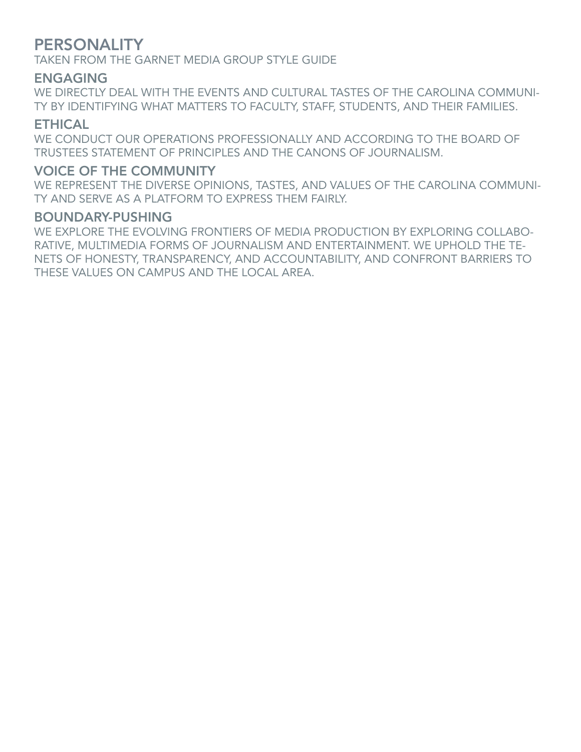# PERSONALITY

TAKEN FROM THE GARNET MEDIA GROUP STYLE GUIDE

## ENGAGING

WE DIRECTLY DEAL WITH THE EVENTS AND CULTURAL TASTES OF THE CAROLINA COMMUNITY BY IDENTIFYING WHAT MATTERS TO FACULTY, STAFF, STUDENTS, AND THEIR FAMILIES.

## ETHICAL

WE CONDUCT OUR OPERATIONS PROFESSIONALLY AND ACCORDING TO THE BOARD OF TRUSTEES STATEMENT OF PRINCIPLES AND THE CANONS OF JOURNALISM.

## VOICE OF THE COMMUNITY

WE REPRESENT THE DIVERSE OPINIONS, TASTES, AND VALUES OF THE CAROLINA COMMUNITY AND SERVE AS A PLATFORM TO EXPRESS THEM FAIRLY.

## BOUNDARY-PUSHING

WE EXPLORE THE EVOLVING FRONTIERS OF MEDIA PRODUCTION BY EXPLORING COLLABORATIVE, MULTIMEDIA FORMS OF JOURNALISM AND ENTERTAINMENT. WE UPHOLD THE TENETS OF HONESTY, TRANSPARENCY, AND ACCOUNTABILITY, AND CONFRONT BARRIERS TO THESE VALUES ON CAMPUS AND THE LOCAL AREA.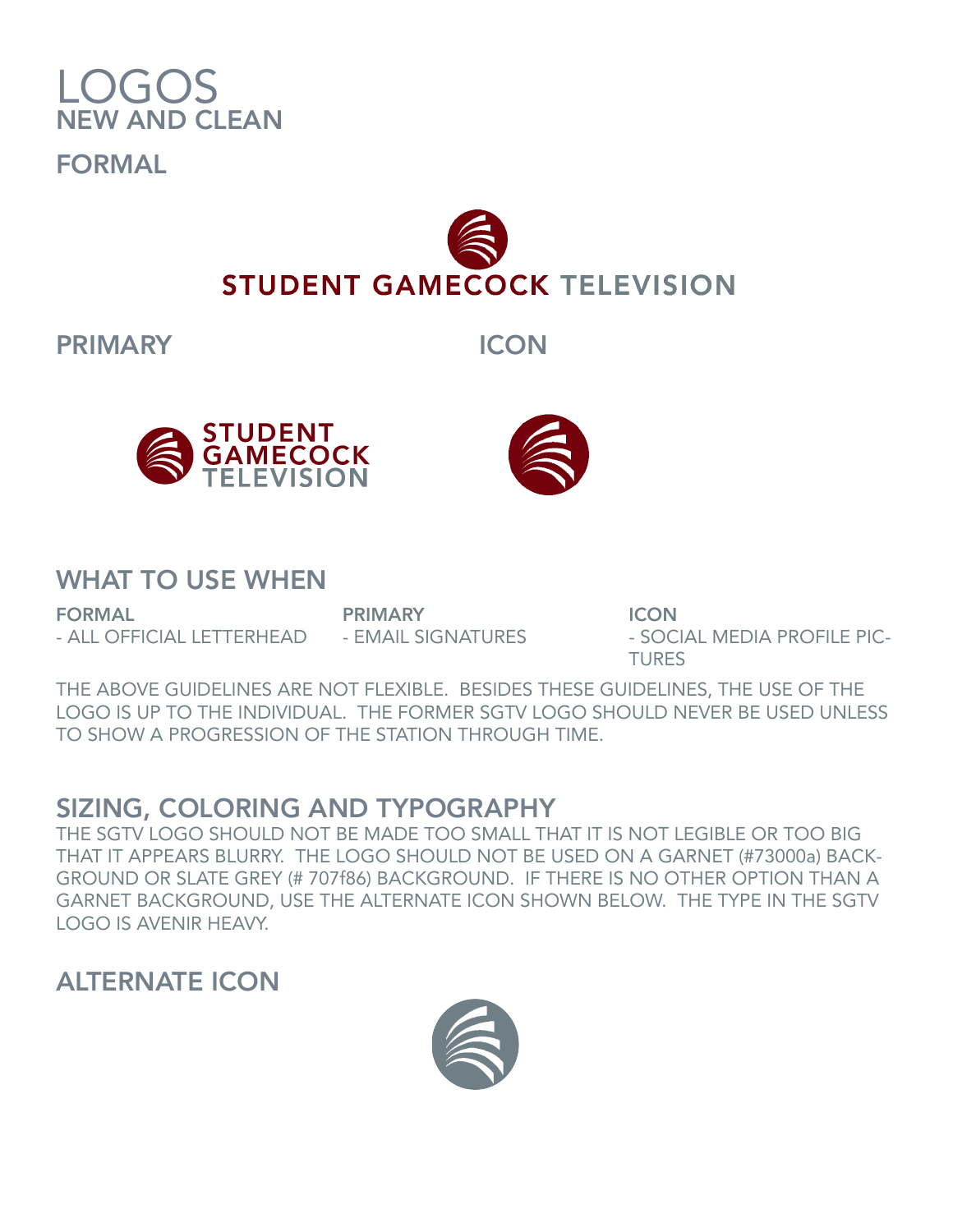# LOGOS

## NEW AND CLEAN

### FORMAL

STUDENT GAMECOCK TELEVISION

### PRIMARY

STUDENT GAMECOCK TELEVISION

### ICON

## WHAT TO USE WHEN

**FORMAL**
- ALL OFFICIAL LETTERHEAD

**PRIMARY**
- EMAIL SIGNATURES

**ICON**
- SOCIAL MEDIA PROFILE PICTURES

THE ABOVE GUIDELINES ARE NOT FLEXIBLE. BESIDES THESE GUIDELINES, THE USE OF THE LOGO IS UP TO THE INDIVIDUAL. THE FORMER SGTV LOGO SHOULD NEVER BE USED UNLESS TO SHOW A PROGRESSION OF THE STATION THROUGH TIME.

## SIZING, COLORING AND TYPOGRAPHY

THE SGTV LOGO SHOULD NOT BE MADE TOO SMALL THAT IT IS NOT LEGIBLE OR TOO BIG THAT IT APPEARS BLURRY. THE LOGO SHOULD NOT BE USED ON A GARNET (#73000a) BACKGROUND OR SLATE GREY (# 707f86) BACKGROUND. IF THERE IS NO OTHER OPTION THAN A GARNET BACKGROUND, USE THE ALTERNATE ICON SHOWN BELOW. THE TYPE IN THE SGTV LOGO IS AVENIR HEAVY.

## ALTERNATE ICON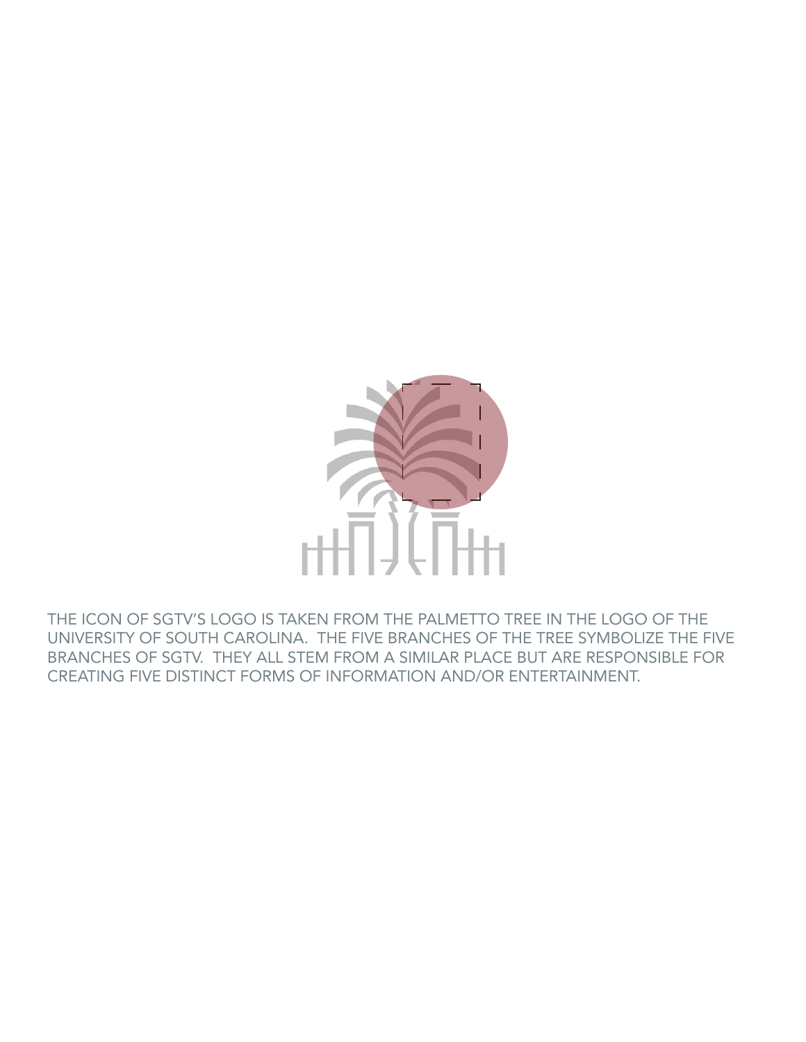THE ICON OF SGTV'S LOGO IS TAKEN FROM THE PALMETTO TREE IN THE LOGO OF THE UNIVERSITY OF SOUTH CAROLINA. THE FIVE BRANCHES OF THE TREE SYMBOLIZE THE FIVE BRANCHES OF SGTV. THEY ALL STEM FROM A SIMILAR PLACE BUT ARE RESPONSIBLE FOR CREATING FIVE DISTINCT FORMS OF INFORMATION AND/OR ENTERTAINMENT.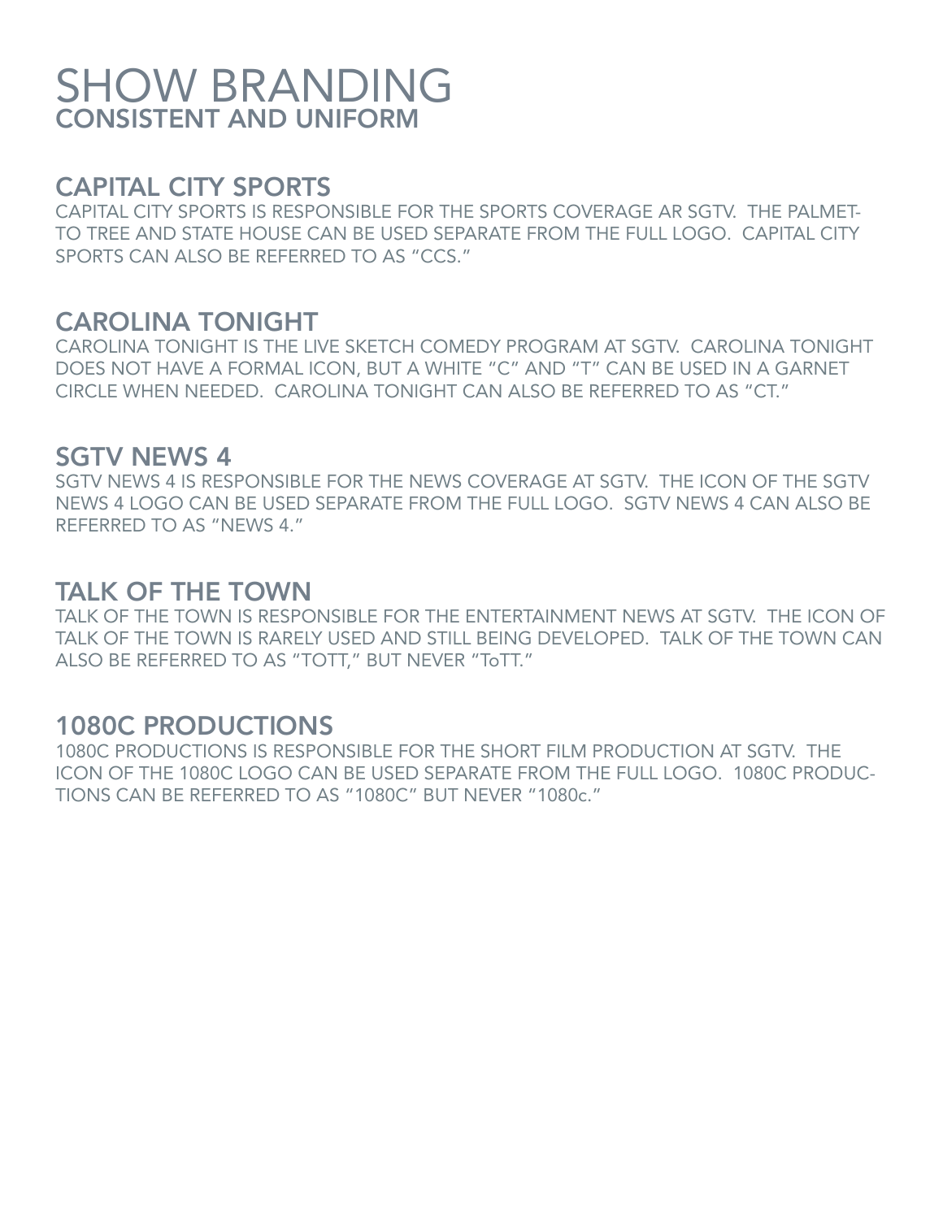# SHOW BRANDING

## CONSISTENT AND UNIFORM

### CAPITAL CITY SPORTS

CAPITAL CITY SPORTS IS RESPONSIBLE FOR THE SPORTS COVERAGE AR SGTV. THE PALMETTO TREE AND STATE HOUSE CAN BE USED SEPARATE FROM THE FULL LOGO. CAPITAL CITY SPORTS CAN ALSO BE REFERRED TO AS "CCS."

### CAROLINA TONIGHT

CAROLINA TONIGHT IS THE LIVE SKETCH COMEDY PROGRAM AT SGTV. CAROLINA TONIGHT DOES NOT HAVE A FORMAL ICON, BUT A WHITE "C" AND "T" CAN BE USED IN A GARNET CIRCLE WHEN NEEDED. CAROLINA TONIGHT CAN ALSO BE REFERRED TO AS "CT."

### SGTV NEWS 4

SGTV NEWS 4 IS RESPONSIBLE FOR THE NEWS COVERAGE AT SGTV. THE ICON OF THE SGTV NEWS 4 LOGO CAN BE USED SEPARATE FROM THE FULL LOGO. SGTV NEWS 4 CAN ALSO BE REFERRED TO AS "NEWS 4."

### TALK OF THE TOWN

TALK OF THE TOWN IS RESPONSIBLE FOR THE ENTERTAINMENT NEWS AT SGTV. THE ICON OF TALK OF THE TOWN IS RARELY USED AND STILL BEING DEVELOPED. TALK OF THE TOWN CAN ALSO BE REFERRED TO AS "TOTT," BUT NEVER "ToTT."

### 1080C PRODUCTIONS

1080C PRODUCTIONS IS RESPONSIBLE FOR THE SHORT FILM PRODUCTION AT SGTV. THE ICON OF THE 1080C LOGO CAN BE USED SEPARATE FROM THE FULL LOGO. 1080C PRODUCTIONS CAN BE REFERRED TO AS "1080C" BUT NEVER "1080c."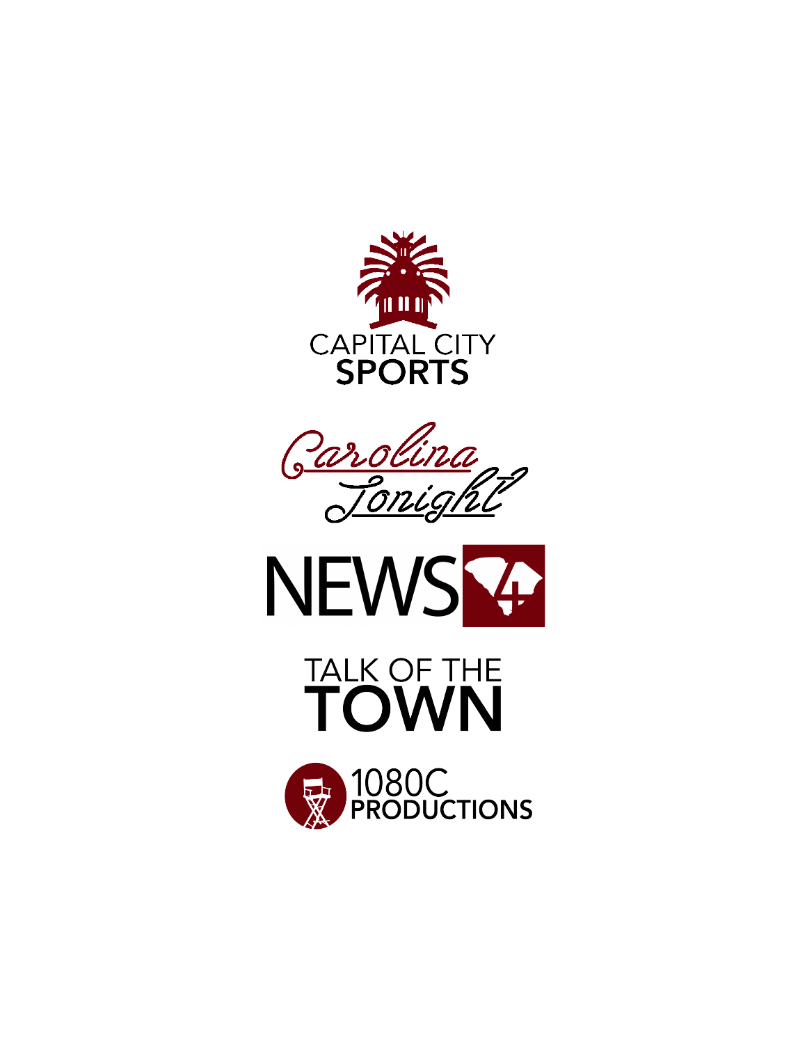CAPITAL CITY
**SPORTS**

*Carolina Tonight*

NEWS 4

TALK OF THE
**TOWN**

1080C
**PRODUCTIONS**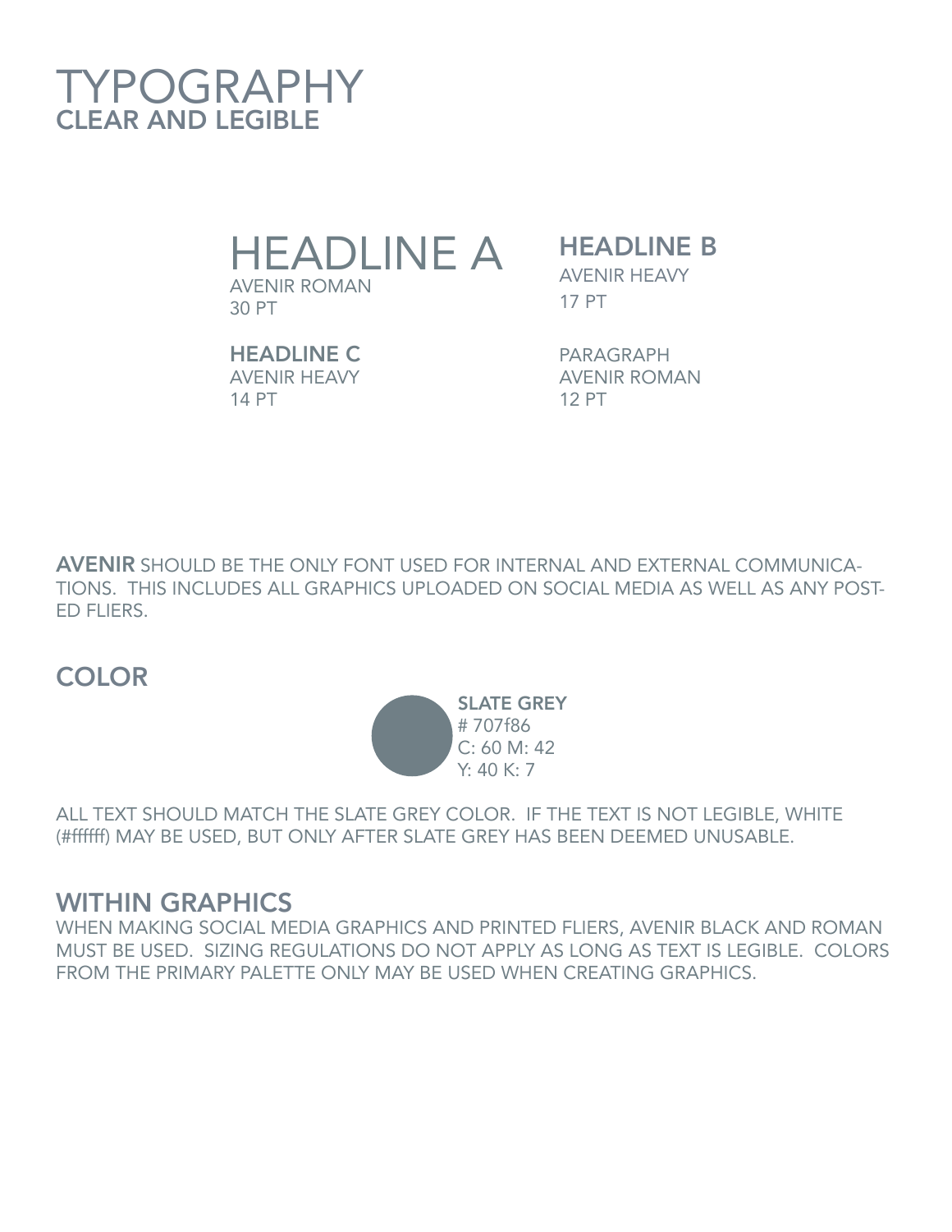# TYPOGRAPHY
## CLEAR AND LEGIBLE

HEADLINE A
AVENIR ROMAN
30 PT

**HEADLINE B**
AVENIR HEAVY
17 PT

**HEADLINE C**
AVENIR HEAVY
14 PT

PARAGRAPH
AVENIR ROMAN
12 PT

**AVENIR** SHOULD BE THE ONLY FONT USED FOR INTERNAL AND EXTERNAL COMMUNICATIONS. THIS INCLUDES ALL GRAPHICS UPLOADED ON SOCIAL MEDIA AS WELL AS ANY POSTED FLIERS.

## COLOR

**SLATE GREY**
# 707f86
C: 60 M: 42
Y: 40 K: 7

ALL TEXT SHOULD MATCH THE SLATE GREY COLOR. IF THE TEXT IS NOT LEGIBLE, WHITE (#ffffff) MAY BE USED, BUT ONLY AFTER SLATE GREY HAS BEEN DEEMED UNUSABLE.

## WITHIN GRAPHICS

WHEN MAKING SOCIAL MEDIA GRAPHICS AND PRINTED FLIERS, AVENIR BLACK AND ROMAN MUST BE USED. SIZING REGULATIONS DO NOT APPLY AS LONG AS TEXT IS LEGIBLE. COLORS FROM THE PRIMARY PALETTE ONLY MAY BE USED WHEN CREATING GRAPHICS.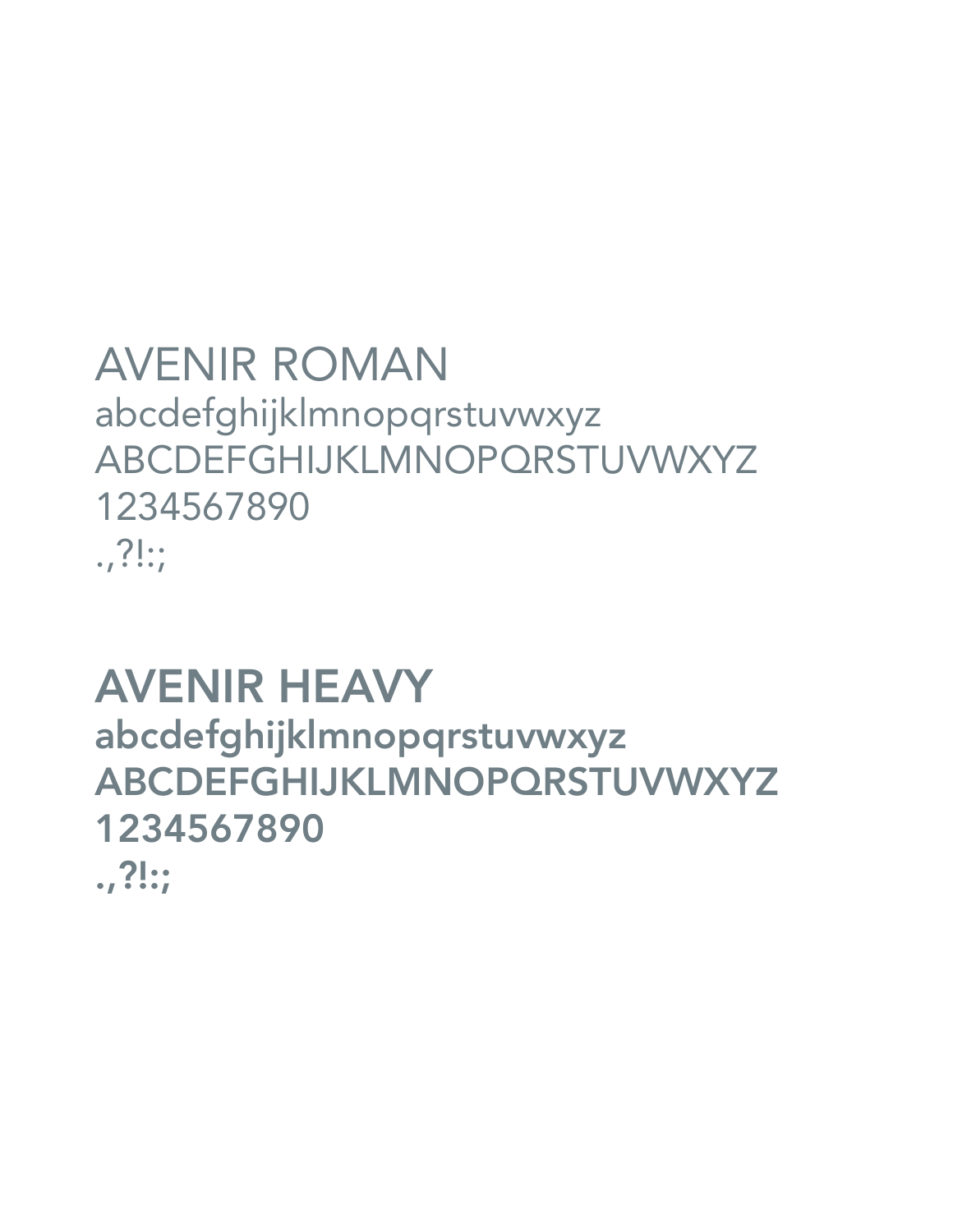## AVENIR ROMAN

abcdefghijklmnopqrstuvwxyz
ABCDEFGHIJKLMNOPQRSTUVWXYZ
1234567890
.,?!:;

## AVENIR HEAVY

**abcdefghijklmnopqrstuvwxyz**
**ABCDEFGHIJKLMNOPQRSTUVWXYZ**
**1234567890**
**.,?!:;**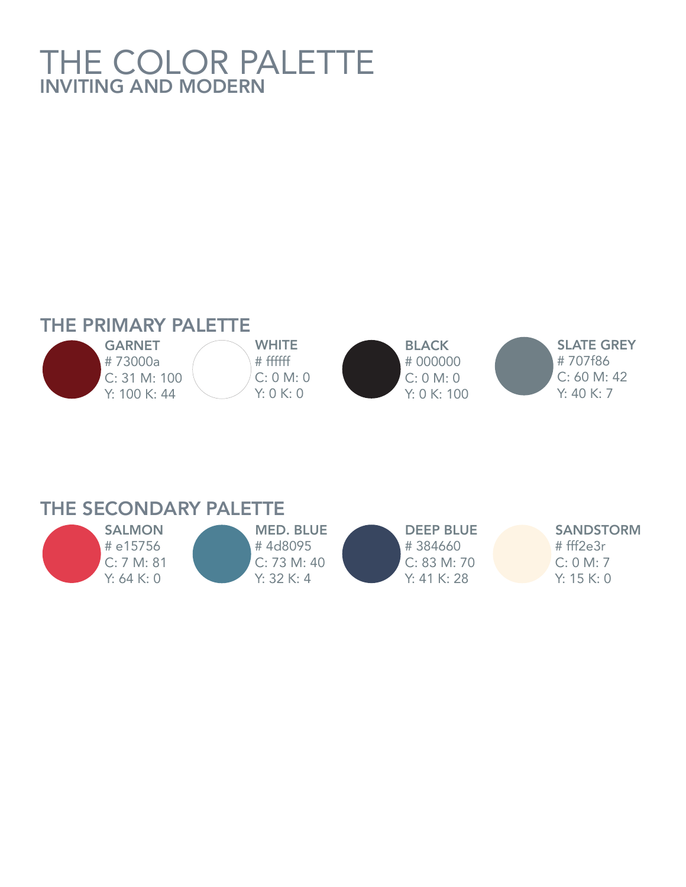# THE COLOR PALETTE

## INVITING AND MODERN

## THE PRIMARY PALETTE

**GARNET**
# 73000a
C: 31 M: 100
Y: 100 K: 44

**WHITE**
# ffffff
C: 0 M: 0
Y: 0 K: 0

**BLACK**
# 000000
C: 0 M: 0
Y: 0 K: 100

**SLATE GREY**
# 707f86
C: 60 M: 42
Y: 40 K: 7

## THE SECONDARY PALETTE

**SALMON**
# e15756
C: 7 M: 81
Y: 64 K: 0

**MED. BLUE**
# 4d8095
C: 73 M: 40
Y: 32 K: 4

**DEEP BLUE**
# 384660
C: 83 M: 70
Y: 41 K: 28

**SANDSTORM**
# fff2e3r
C: 0 M: 7
Y: 15 K: 0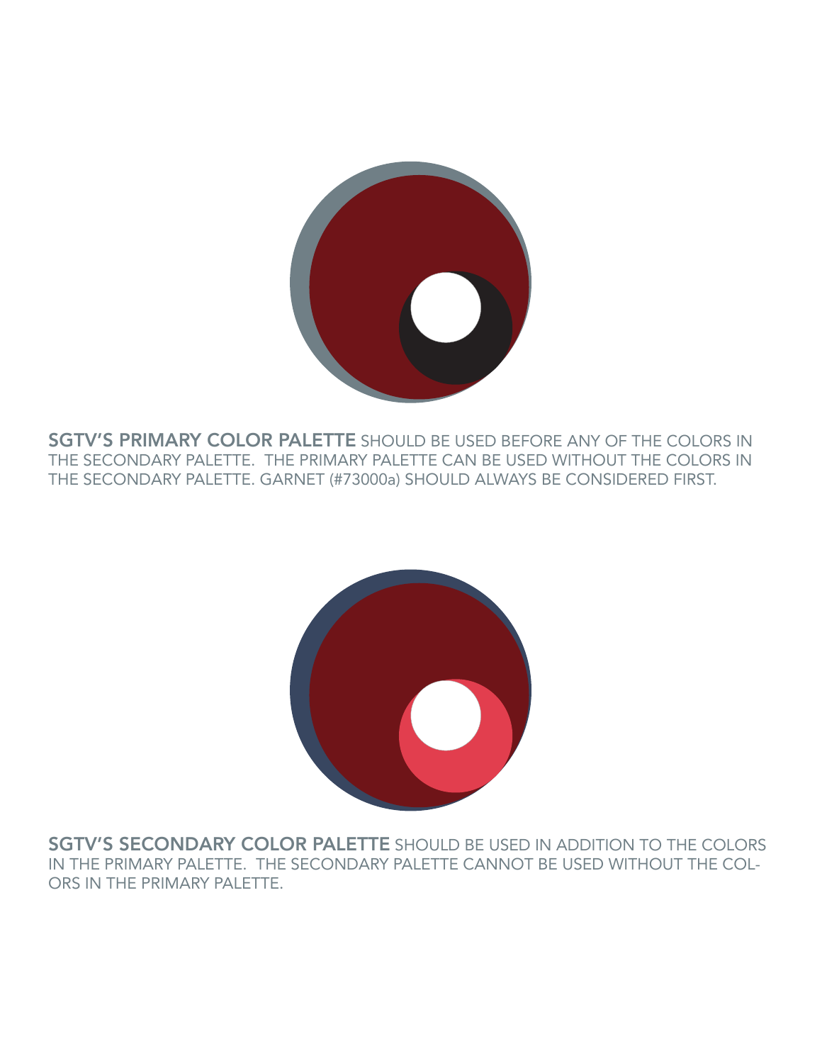**SGTV'S PRIMARY COLOR PALETTE** SHOULD BE USED BEFORE ANY OF THE COLORS IN THE SECONDARY PALETTE. THE PRIMARY PALETTE CAN BE USED WITHOUT THE COLORS IN THE SECONDARY PALETTE. GARNET (#73000a) SHOULD ALWAYS BE CONSIDERED FIRST.

**SGTV'S SECONDARY COLOR PALETTE** SHOULD BE USED IN ADDITION TO THE COLORS IN THE PRIMARY PALETTE. THE SECONDARY PALETTE CANNOT BE USED WITHOUT THE COLORS IN THE PRIMARY PALETTE.